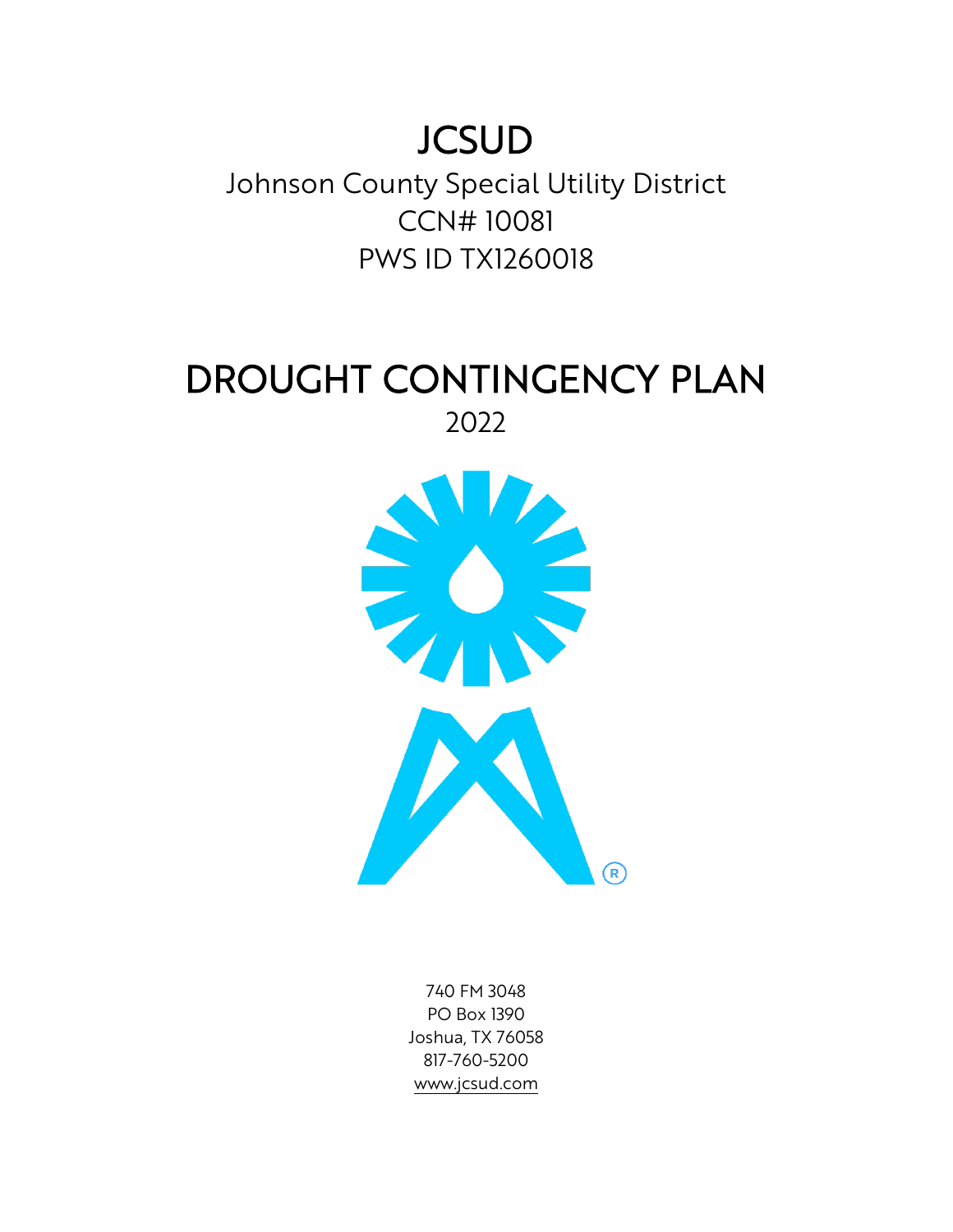# JCSUD

Johnson County Special Utility District

CCN# 10081

PWS ID TX1260018

# DROUGHT CONTINGENCY PLAN

2022

740 FM 3048

PO Box 1390

Joshua, TX 76058

817-760-5200

www.jcsud.com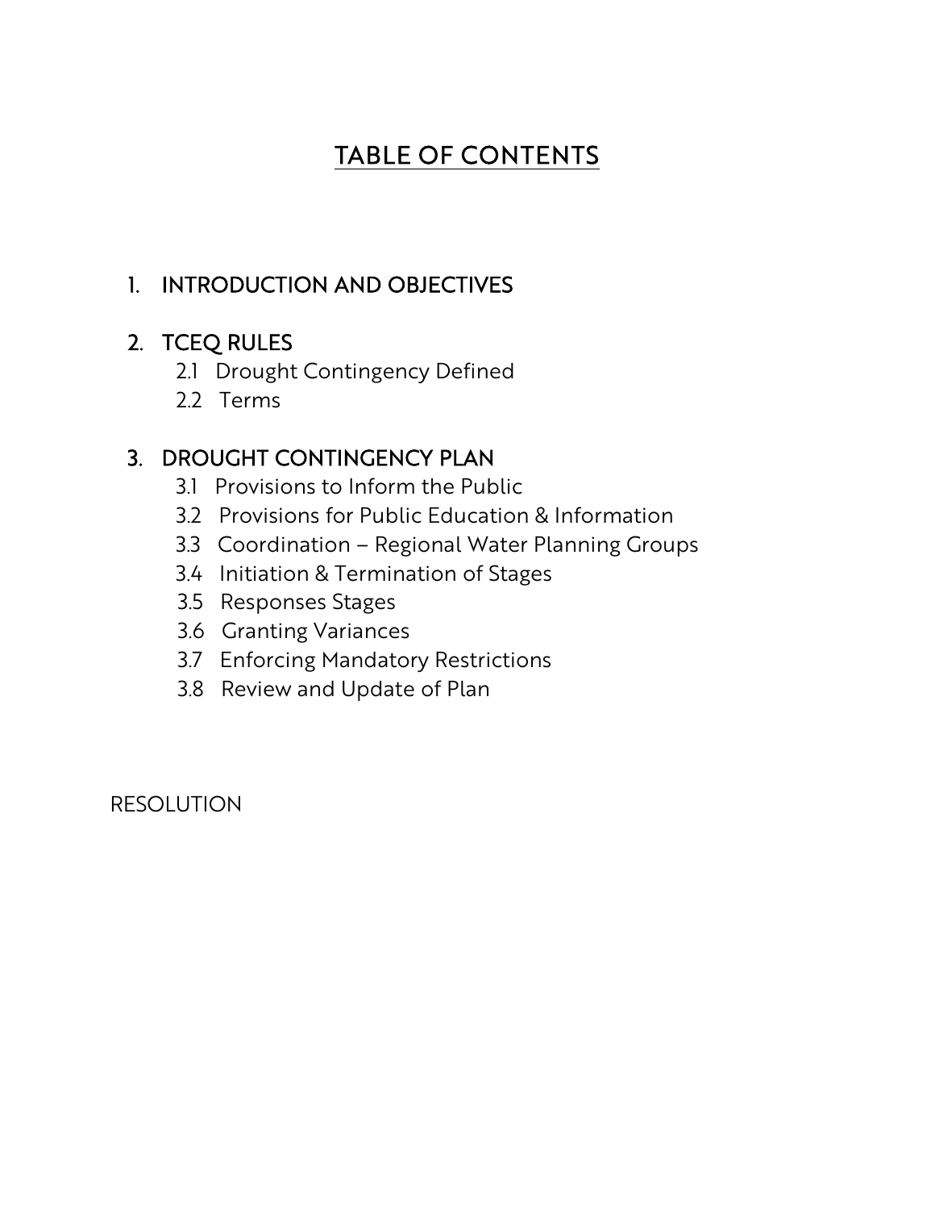# TABLE OF CONTENTS

1. INTRODUCTION AND OBJECTIVES

2. TCEQ RULES
   - 2.1 Drought Contingency Defined
   - 2.2 Terms

3. DROUGHT CONTINGENCY PLAN
   - 3.1 Provisions to Inform the Public
   - 3.2 Provisions for Public Education & Information
   - 3.3 Coordination – Regional Water Planning Groups
   - 3.4 Initiation & Termination of Stages
   - 3.5 Responses Stages
   - 3.6 Granting Variances
   - 3.7 Enforcing Mandatory Restrictions
   - 3.8 Review and Update of Plan

RESOLUTION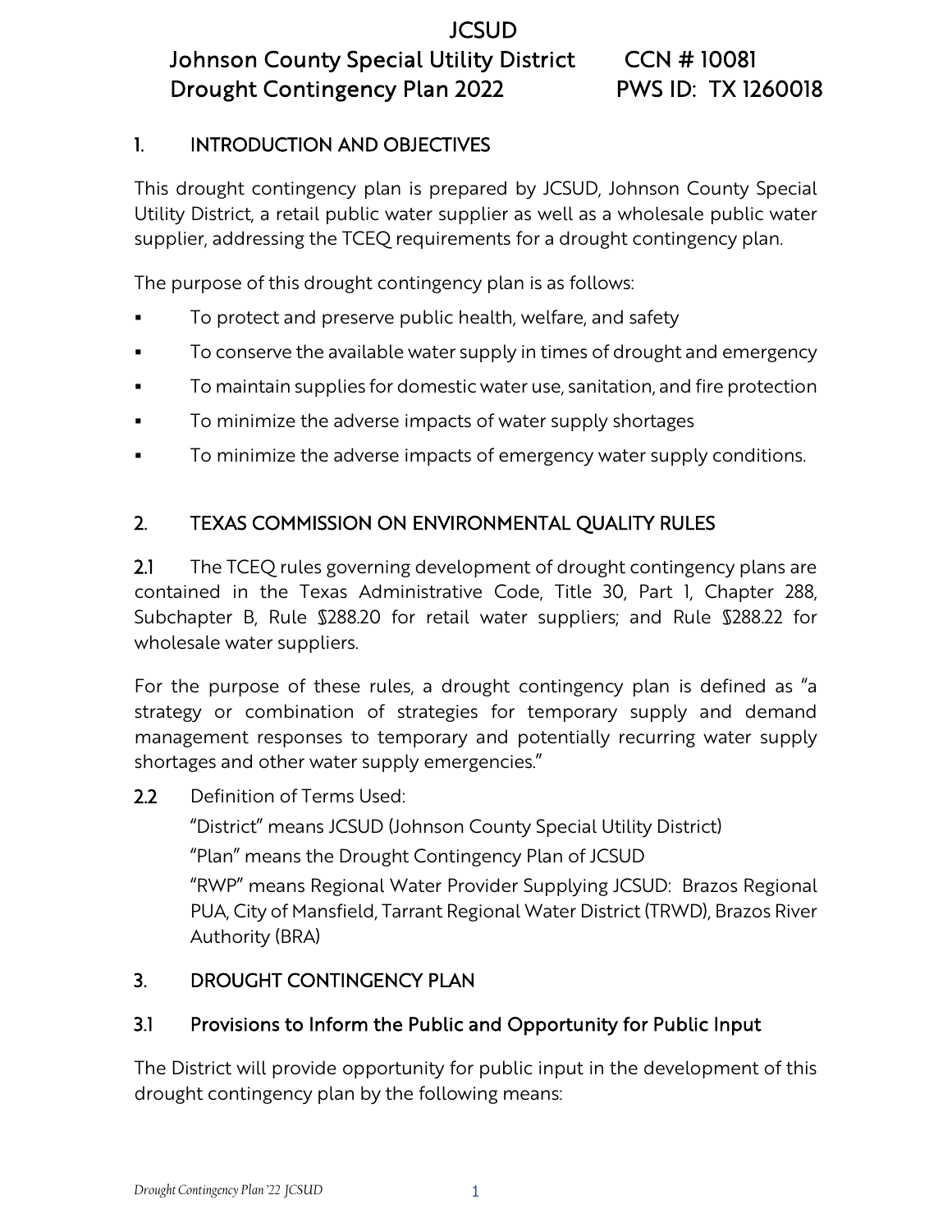# JCSUD

## Johnson County Special Utility District CCN # 10081

## Drought Contingency Plan 2022 PWS ID: TX 1260018

## 1. INTRODUCTION AND OBJECTIVES

This drought contingency plan is prepared by JCSUD, Johnson County Special Utility District, a retail public water supplier as well as a wholesale public water supplier, addressing the TCEQ requirements for a drought contingency plan.

The purpose of this drought contingency plan is as follows:

- To protect and preserve public health, welfare, and safety
- To conserve the available water supply in times of drought and emergency
- To maintain supplies for domestic water use, sanitation, and fire protection
- To minimize the adverse impacts of water supply shortages
- To minimize the adverse impacts of emergency water supply conditions.

## 2. TEXAS COMMISSION ON ENVIRONMENTAL QUALITY RULES

**2.1** The TCEQ rules governing development of drought contingency plans are contained in the Texas Administrative Code, Title 30, Part 1, Chapter 288, Subchapter B, Rule §288.20 for retail water suppliers; and Rule §288.22 for wholesale water suppliers.

For the purpose of these rules, a drought contingency plan is defined as "a strategy or combination of strategies for temporary supply and demand management responses to temporary and potentially recurring water supply shortages and other water supply emergencies."

**2.2** Definition of Terms Used:

"District" means JCSUD (Johnson County Special Utility District)

"Plan" means the Drought Contingency Plan of JCSUD

"RWP" means Regional Water Provider Supplying JCSUD: Brazos Regional PUA, City of Mansfield, Tarrant Regional Water District (TRWD), Brazos River Authority (BRA)

## 3. DROUGHT CONTINGENCY PLAN

### 3.1 Provisions to Inform the Public and Opportunity for Public Input

The District will provide opportunity for public input in the development of this drought contingency plan by the following means: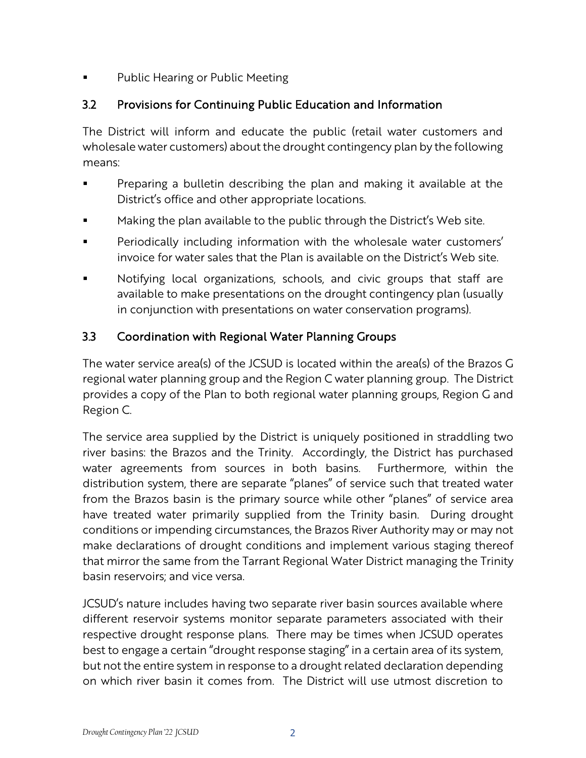- Public Hearing or Public Meeting

## 3.2 Provisions for Continuing Public Education and Information

The District will inform and educate the public (retail water customers and wholesale water customers) about the drought contingency plan by the following means:

- Preparing a bulletin describing the plan and making it available at the District's office and other appropriate locations.
- Making the plan available to the public through the District's Web site.
- Periodically including information with the wholesale water customers' invoice for water sales that the Plan is available on the District's Web site.
- Notifying local organizations, schools, and civic groups that staff are available to make presentations on the drought contingency plan (usually in conjunction with presentations on water conservation programs).

## 3.3 Coordination with Regional Water Planning Groups

The water service area(s) of the JCSUD is located within the area(s) of the Brazos G regional water planning group and the Region C water planning group. The District provides a copy of the Plan to both regional water planning groups, Region G and Region C.

The service area supplied by the District is uniquely positioned in straddling two river basins: the Brazos and the Trinity. Accordingly, the District has purchased water agreements from sources in both basins. Furthermore, within the distribution system, there are separate "planes" of service such that treated water from the Brazos basin is the primary source while other "planes" of service area have treated water primarily supplied from the Trinity basin. During drought conditions or impending circumstances, the Brazos River Authority may or may not make declarations of drought conditions and implement various staging thereof that mirror the same from the Tarrant Regional Water District managing the Trinity basin reservoirs; and vice versa.

JCSUD's nature includes having two separate river basin sources available where different reservoir systems monitor separate parameters associated with their respective drought response plans. There may be times when JCSUD operates best to engage a certain "drought response staging" in a certain area of its system, but not the entire system in response to a drought related declaration depending on which river basin it comes from. The District will use utmost discretion to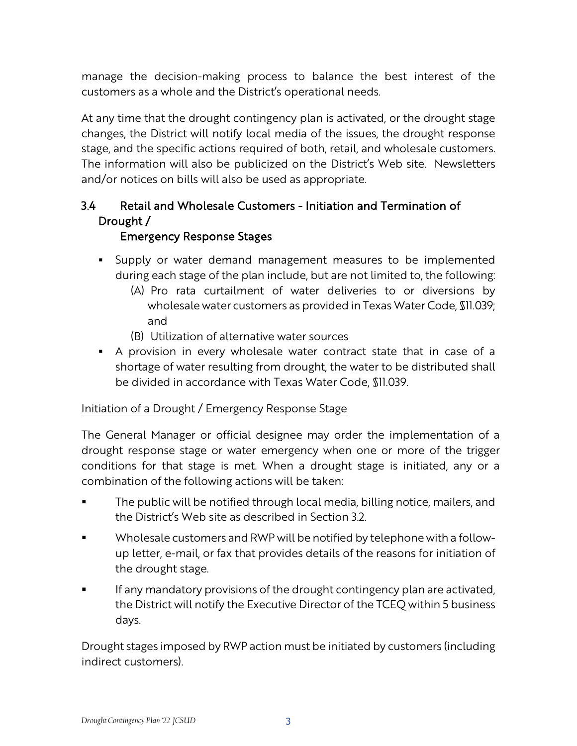manage the decision-making process to balance the best interest of the customers as a whole and the District's operational needs.

At any time that the drought contingency plan is activated, or the drought stage changes, the District will notify local media of the issues, the drought response stage, and the specific actions required of both, retail, and wholesale customers. The information will also be publicized on the District's Web site. Newsletters and/or notices on bills will also be used as appropriate.

### 3.4 Retail and Wholesale Customers - Initiation and Termination of Drought / Emergency Response Stages

- Supply or water demand management measures to be implemented during each stage of the plan include, but are not limited to, the following:
  - (A) Pro rata curtailment of water deliveries to or diversions by wholesale water customers as provided in Texas Water Code, §11.039; and
  - (B) Utilization of alternative water sources
- A provision in every wholesale water contract state that in case of a shortage of water resulting from drought, the water to be distributed shall be divided in accordance with Texas Water Code, §11.039.

Initiation of a Drought / Emergency Response Stage

The General Manager or official designee may order the implementation of a drought response stage or water emergency when one or more of the trigger conditions for that stage is met. When a drought stage is initiated, any or a combination of the following actions will be taken:

- The public will be notified through local media, billing notice, mailers, and the District's Web site as described in Section 3.2.
- Wholesale customers and RWP will be notified by telephone with a follow-up letter, e-mail, or fax that provides details of the reasons for initiation of the drought stage.
- If any mandatory provisions of the drought contingency plan are activated, the District will notify the Executive Director of the TCEQ within 5 business days.

Drought stages imposed by RWP action must be initiated by customers (including indirect customers).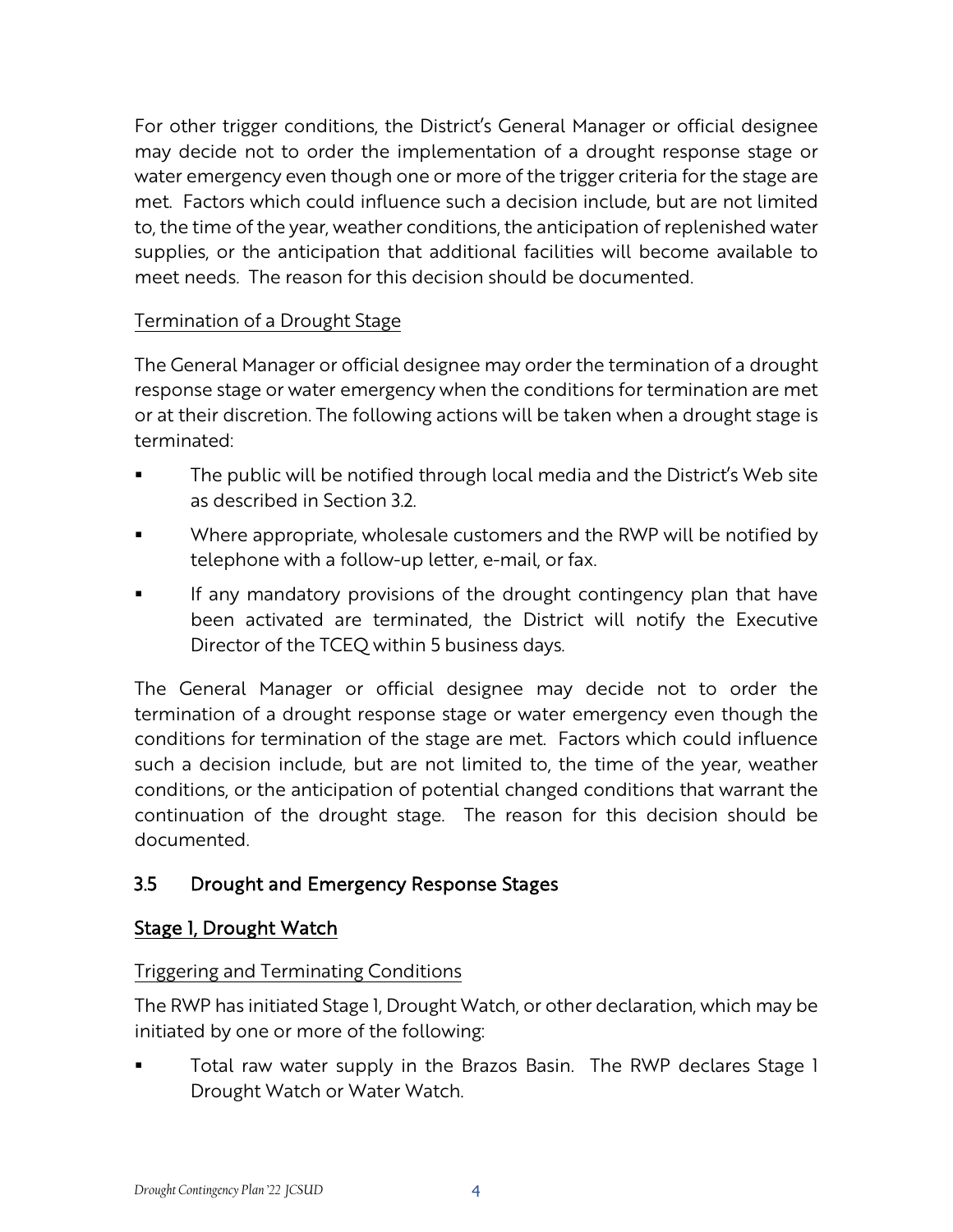For other trigger conditions, the District's General Manager or official designee may decide not to order the implementation of a drought response stage or water emergency even though one or more of the trigger criteria for the stage are met. Factors which could influence such a decision include, but are not limited to, the time of the year, weather conditions, the anticipation of replenished water supplies, or the anticipation that additional facilities will become available to meet needs. The reason for this decision should be documented.

<u>Termination of a Drought Stage</u>

The General Manager or official designee may order the termination of a drought response stage or water emergency when the conditions for termination are met or at their discretion. The following actions will be taken when a drought stage is terminated:

- The public will be notified through local media and the District's Web site as described in Section 3.2.
- Where appropriate, wholesale customers and the RWP will be notified by telephone with a follow-up letter, e-mail, or fax.
- If any mandatory provisions of the drought contingency plan that have been activated are terminated, the District will notify the Executive Director of the TCEQ within 5 business days.

The General Manager or official designee may decide not to order the termination of a drought response stage or water emergency even though the conditions for termination of the stage are met. Factors which could influence such a decision include, but are not limited to, the time of the year, weather conditions, or the anticipation of potential changed conditions that warrant the continuation of the drought stage. The reason for this decision should be documented.

## 3.5 Drought and Emergency Response Stages

### Stage 1, Drought Watch

<u>Triggering and Terminating Conditions</u>

The RWP has initiated Stage 1, Drought Watch, or other declaration, which may be initiated by one or more of the following:

- Total raw water supply in the Brazos Basin. The RWP declares Stage 1 Drought Watch or Water Watch.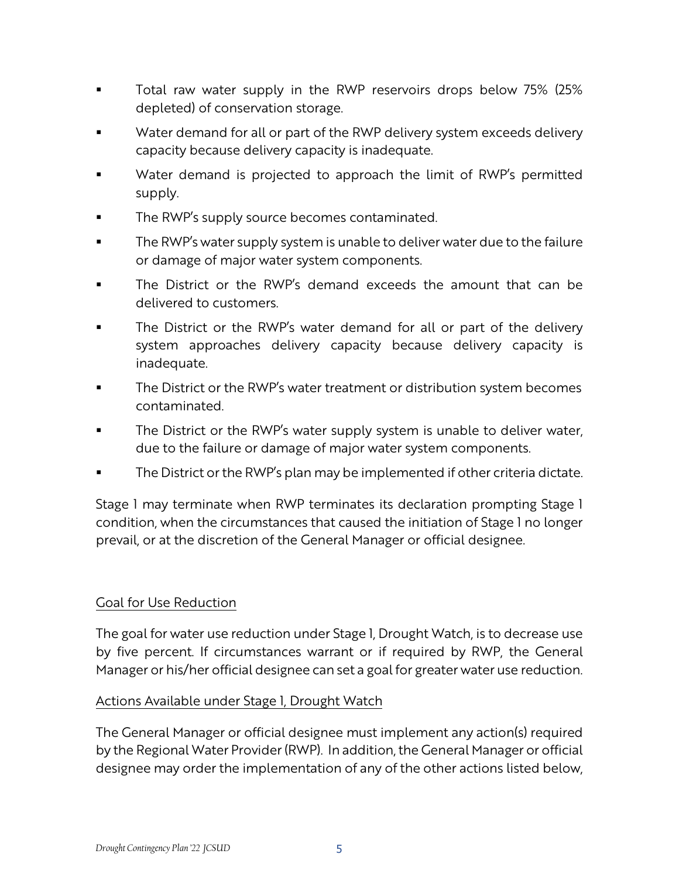- Total raw water supply in the RWP reservoirs drops below 75% (25% depleted) of conservation storage.
- Water demand for all or part of the RWP delivery system exceeds delivery capacity because delivery capacity is inadequate.
- Water demand is projected to approach the limit of RWP's permitted supply.
- The RWP's supply source becomes contaminated.
- The RWP's water supply system is unable to deliver water due to the failure or damage of major water system components.
- The District or the RWP's demand exceeds the amount that can be delivered to customers.
- The District or the RWP's water demand for all or part of the delivery system approaches delivery capacity because delivery capacity is inadequate.
- The District or the RWP's water treatment or distribution system becomes contaminated.
- The District or the RWP's water supply system is unable to deliver water, due to the failure or damage of major water system components.
- The District or the RWP's plan may be implemented if other criteria dictate.

Stage 1 may terminate when RWP terminates its declaration prompting Stage 1 condition, when the circumstances that caused the initiation of Stage 1 no longer prevail, or at the discretion of the General Manager or official designee.

Goal for Use Reduction

The goal for water use reduction under Stage 1, Drought Watch, is to decrease use by five percent. If circumstances warrant or if required by RWP, the General Manager or his/her official designee can set a goal for greater water use reduction.

Actions Available under Stage 1, Drought Watch

The General Manager or official designee must implement any action(s) required by the Regional Water Provider (RWP). In addition, the General Manager or official designee may order the implementation of any of the other actions listed below,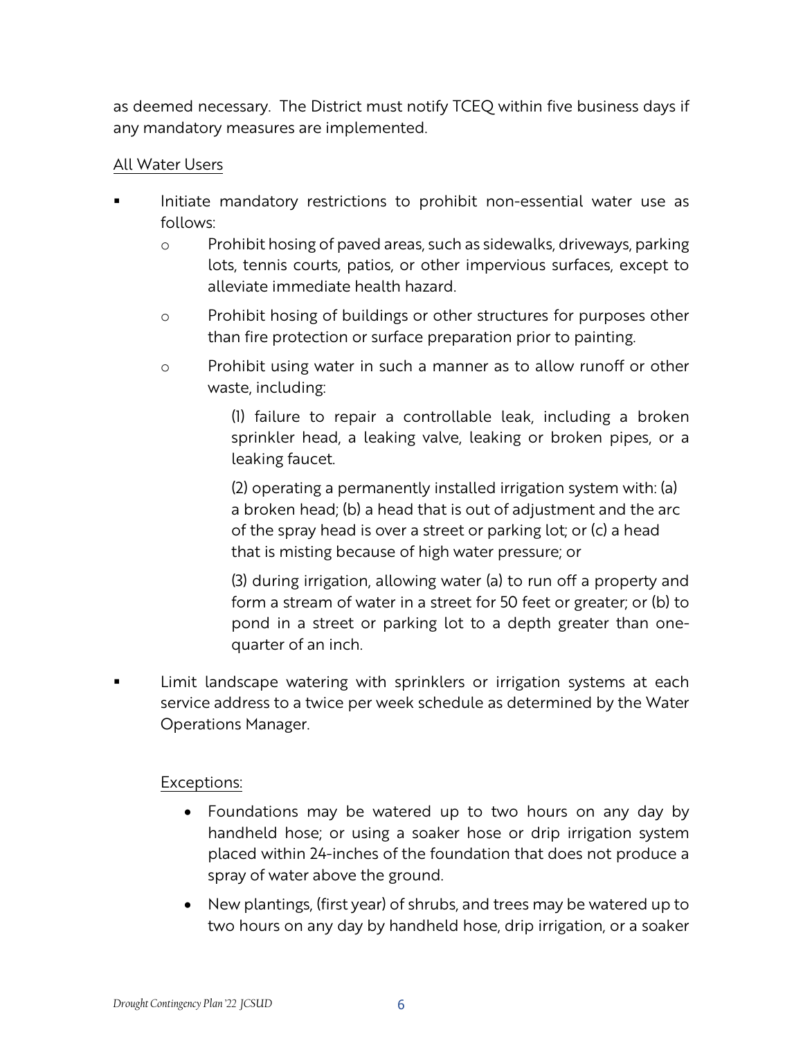as deemed necessary. The District must notify TCEQ within five business days if any mandatory measures are implemented.

All Water Users

- Initiate mandatory restrictions to prohibit non-essential water use as follows:
  - Prohibit hosing of paved areas, such as sidewalks, driveways, parking lots, tennis courts, patios, or other impervious surfaces, except to alleviate immediate health hazard.
  - Prohibit hosing of buildings or other structures for purposes other than fire protection or surface preparation prior to painting.
  - Prohibit using water in such a manner as to allow runoff or other waste, including:

    (1) failure to repair a controllable leak, including a broken sprinkler head, a leaking valve, leaking or broken pipes, or a leaking faucet.

    (2) operating a permanently installed irrigation system with: (a) a broken head; (b) a head that is out of adjustment and the arc of the spray head is over a street or parking lot; or (c) a head that is misting because of high water pressure; or

    (3) during irrigation, allowing water (a) to run off a property and form a stream of water in a street for 50 feet or greater; or (b) to pond in a street or parking lot to a depth greater than one-quarter of an inch.

- Limit landscape watering with sprinklers or irrigation systems at each service address to a twice per week schedule as determined by the Water Operations Manager.

  Exceptions:

  - Foundations may be watered up to two hours on any day by handheld hose; or using a soaker hose or drip irrigation system placed within 24-inches of the foundation that does not produce a spray of water above the ground.
  - New plantings, (first year) of shrubs, and trees may be watered up to two hours on any day by handheld hose, drip irrigation, or a soaker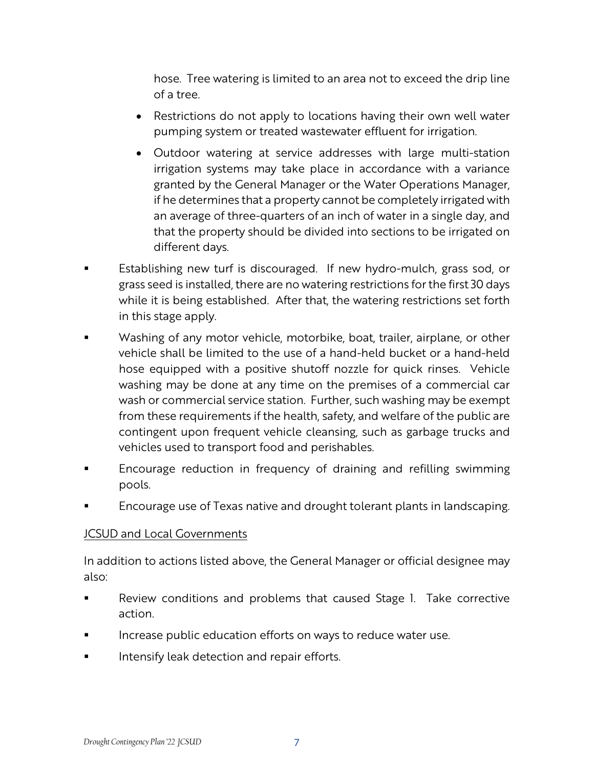hose. Tree watering is limited to an area not to exceed the drip line of a tree.

  - Restrictions do not apply to locations having their own well water pumping system or treated wastewater effluent for irrigation.
  - Outdoor watering at service addresses with large multi-station irrigation systems may take place in accordance with a variance granted by the General Manager or the Water Operations Manager, if he determines that a property cannot be completely irrigated with an average of three-quarters of an inch of water in a single day, and that the property should be divided into sections to be irrigated on different days.

- Establishing new turf is discouraged. If new hydro-mulch, grass sod, or grass seed is installed, there are no watering restrictions for the first 30 days while it is being established. After that, the watering restrictions set forth in this stage apply.
- Washing of any motor vehicle, motorbike, boat, trailer, airplane, or other vehicle shall be limited to the use of a hand-held bucket or a hand-held hose equipped with a positive shutoff nozzle for quick rinses. Vehicle washing may be done at any time on the premises of a commercial car wash or commercial service station. Further, such washing may be exempt from these requirements if the health, safety, and welfare of the public are contingent upon frequent vehicle cleansing, such as garbage trucks and vehicles used to transport food and perishables.
- Encourage reduction in frequency of draining and refilling swimming pools.
- Encourage use of Texas native and drought tolerant plants in landscaping.

<u>JCSUD and Local Governments</u>

In addition to actions listed above, the General Manager or official designee may also:

- Review conditions and problems that caused Stage 1. Take corrective action.
- Increase public education efforts on ways to reduce water use.
- Intensify leak detection and repair efforts.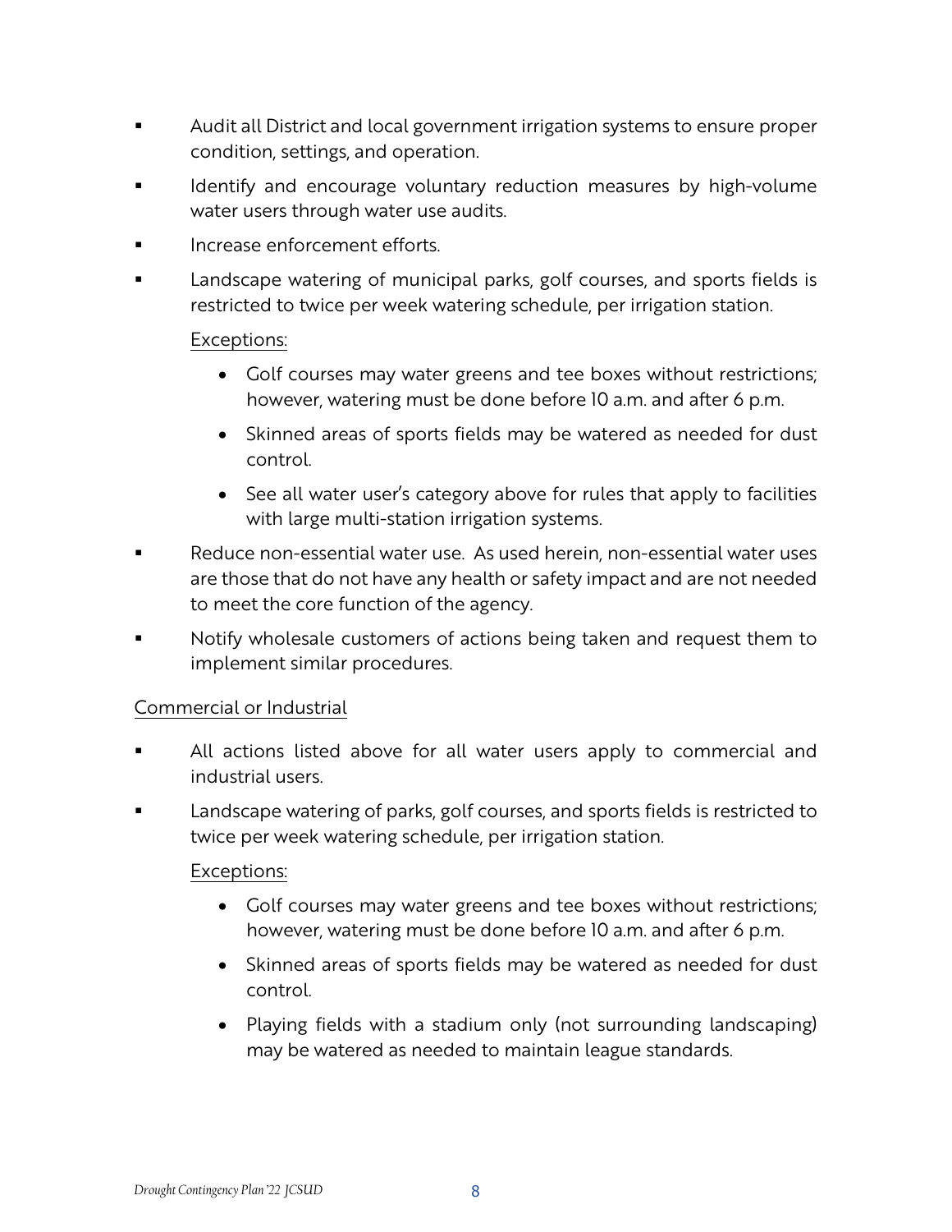- Audit all District and local government irrigation systems to ensure proper condition, settings, and operation.
- Identify and encourage voluntary reduction measures by high-volume water users through water use audits.
- Increase enforcement efforts.
- Landscape watering of municipal parks, golf courses, and sports fields is restricted to twice per week watering schedule, per irrigation station.

  Exceptions:

  - Golf courses may water greens and tee boxes without restrictions; however, watering must be done before 10 a.m. and after 6 p.m.
  - Skinned areas of sports fields may be watered as needed for dust control.
  - See all water user's category above for rules that apply to facilities with large multi-station irrigation systems.
- Reduce non-essential water use. As used herein, non-essential water uses are those that do not have any health or safety impact and are not needed to meet the core function of the agency.
- Notify wholesale customers of actions being taken and request them to implement similar procedures.

Commercial or Industrial

- All actions listed above for all water users apply to commercial and industrial users.
- Landscape watering of parks, golf courses, and sports fields is restricted to twice per week watering schedule, per irrigation station.

  Exceptions:

  - Golf courses may water greens and tee boxes without restrictions; however, watering must be done before 10 a.m. and after 6 p.m.
  - Skinned areas of sports fields may be watered as needed for dust control.
  - Playing fields with a stadium only (not surrounding landscaping) may be watered as needed to maintain league standards.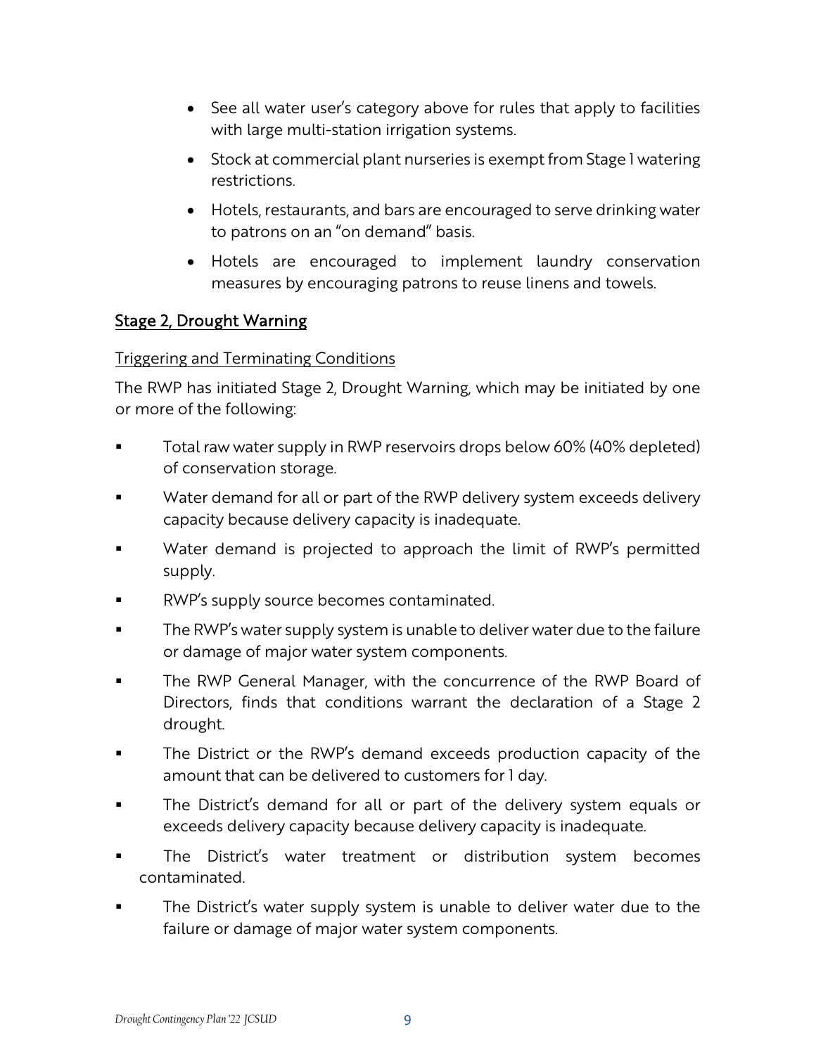- See all water user's category above for rules that apply to facilities with large multi-station irrigation systems.
- Stock at commercial plant nurseries is exempt from Stage 1 watering restrictions.
- Hotels, restaurants, and bars are encouraged to serve drinking water to patrons on an "on demand" basis.
- Hotels are encouraged to implement laundry conservation measures by encouraging patrons to reuse linens and towels.

## Stage 2, Drought Warning

### Triggering and Terminating Conditions

The RWP has initiated Stage 2, Drought Warning, which may be initiated by one or more of the following:

- Total raw water supply in RWP reservoirs drops below 60% (40% depleted) of conservation storage.
- Water demand for all or part of the RWP delivery system exceeds delivery capacity because delivery capacity is inadequate.
- Water demand is projected to approach the limit of RWP's permitted supply.
- RWP's supply source becomes contaminated.
- The RWP's water supply system is unable to deliver water due to the failure or damage of major water system components.
- The RWP General Manager, with the concurrence of the RWP Board of Directors, finds that conditions warrant the declaration of a Stage 2 drought.
- The District or the RWP's demand exceeds production capacity of the amount that can be delivered to customers for 1 day.
- The District's demand for all or part of the delivery system equals or exceeds delivery capacity because delivery capacity is inadequate.
- The District's water treatment or distribution system becomes contaminated.
- The District's water supply system is unable to deliver water due to the failure or damage of major water system components.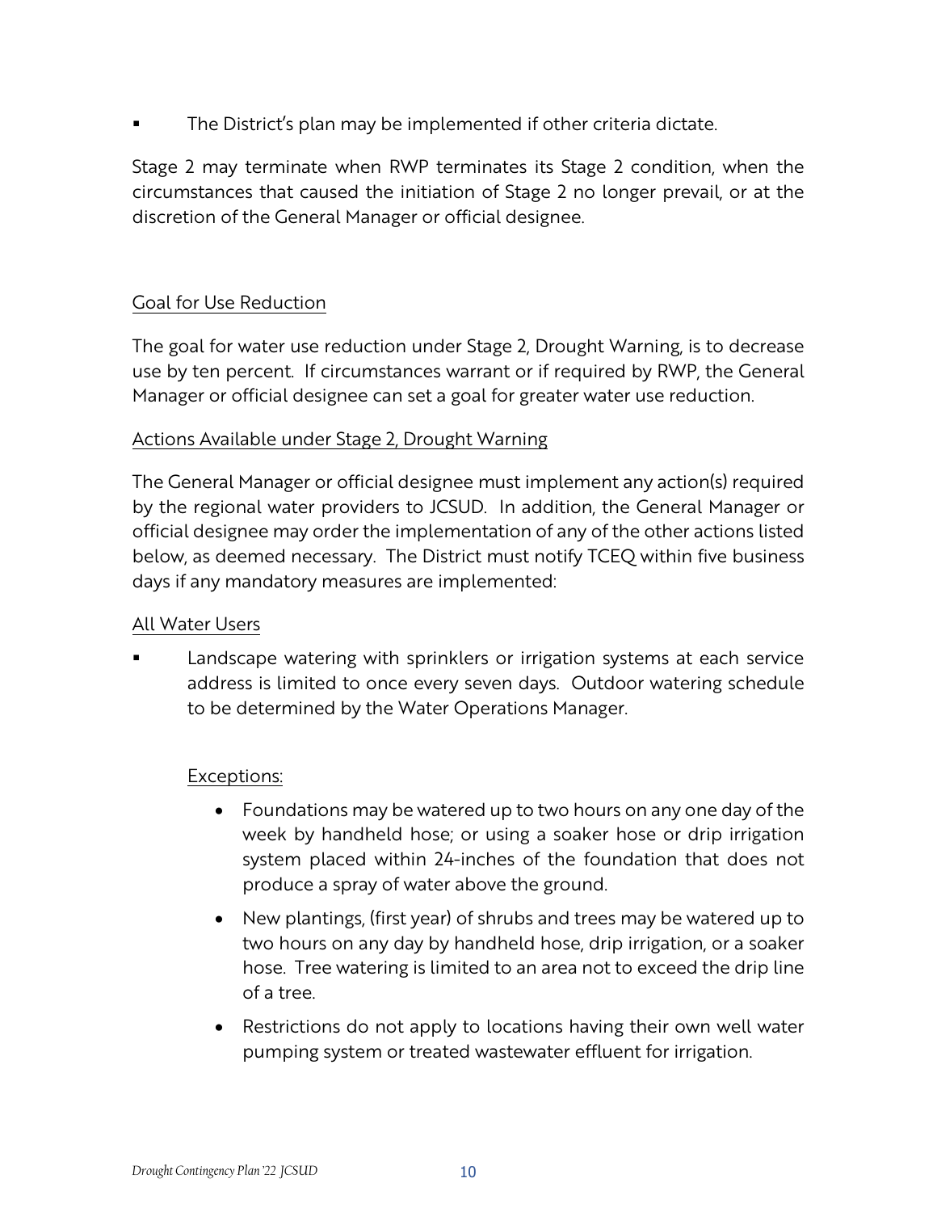- The District's plan may be implemented if other criteria dictate.

Stage 2 may terminate when RWP terminates its Stage 2 condition, when the circumstances that caused the initiation of Stage 2 no longer prevail, or at the discretion of the General Manager or official designee.

Goal for Use Reduction

The goal for water use reduction under Stage 2, Drought Warning, is to decrease use by ten percent. If circumstances warrant or if required by RWP, the General Manager or official designee can set a goal for greater water use reduction.

Actions Available under Stage 2, Drought Warning

The General Manager or official designee must implement any action(s) required by the regional water providers to JCSUD. In addition, the General Manager or official designee may order the implementation of any of the other actions listed below, as deemed necessary. The District must notify TCEQ within five business days if any mandatory measures are implemented:

All Water Users

- Landscape watering with sprinklers or irrigation systems at each service address is limited to once every seven days. Outdoor watering schedule to be determined by the Water Operations Manager.

  Exceptions:

  - Foundations may be watered up to two hours on any one day of the week by handheld hose; or using a soaker hose or drip irrigation system placed within 24-inches of the foundation that does not produce a spray of water above the ground.
  - New plantings, (first year) of shrubs and trees may be watered up to two hours on any day by handheld hose, drip irrigation, or a soaker hose. Tree watering is limited to an area not to exceed the drip line of a tree.
  - Restrictions do not apply to locations having their own well water pumping system or treated wastewater effluent for irrigation.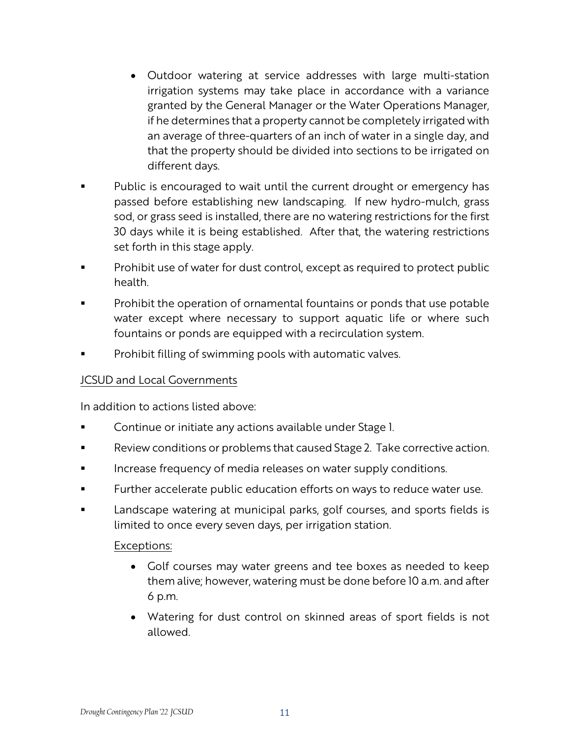- Outdoor watering at service addresses with large multi-station irrigation systems may take place in accordance with a variance granted by the General Manager or the Water Operations Manager, if he determines that a property cannot be completely irrigated with an average of three-quarters of an inch of water in a single day, and that the property should be divided into sections to be irrigated on different days.

- Public is encouraged to wait until the current drought or emergency has passed before establishing new landscaping. If new hydro-mulch, grass sod, or grass seed is installed, there are no watering restrictions for the first 30 days while it is being established. After that, the watering restrictions set forth in this stage apply.
- Prohibit use of water for dust control, except as required to protect public health.
- Prohibit the operation of ornamental fountains or ponds that use potable water except where necessary to support aquatic life or where such fountains or ponds are equipped with a recirculation system.
- Prohibit filling of swimming pools with automatic valves.

<u>JCSUD and Local Governments</u>

In addition to actions listed above:

- Continue or initiate any actions available under Stage 1.
- Review conditions or problems that caused Stage 2. Take corrective action.
- Increase frequency of media releases on water supply conditions.
- Further accelerate public education efforts on ways to reduce water use.
- Landscape watering at municipal parks, golf courses, and sports fields is limited to once every seven days, per irrigation station.

  <u>Exceptions:</u>

  - Golf courses may water greens and tee boxes as needed to keep them alive; however, watering must be done before 10 a.m. and after 6 p.m.
  - Watering for dust control on skinned areas of sport fields is not allowed.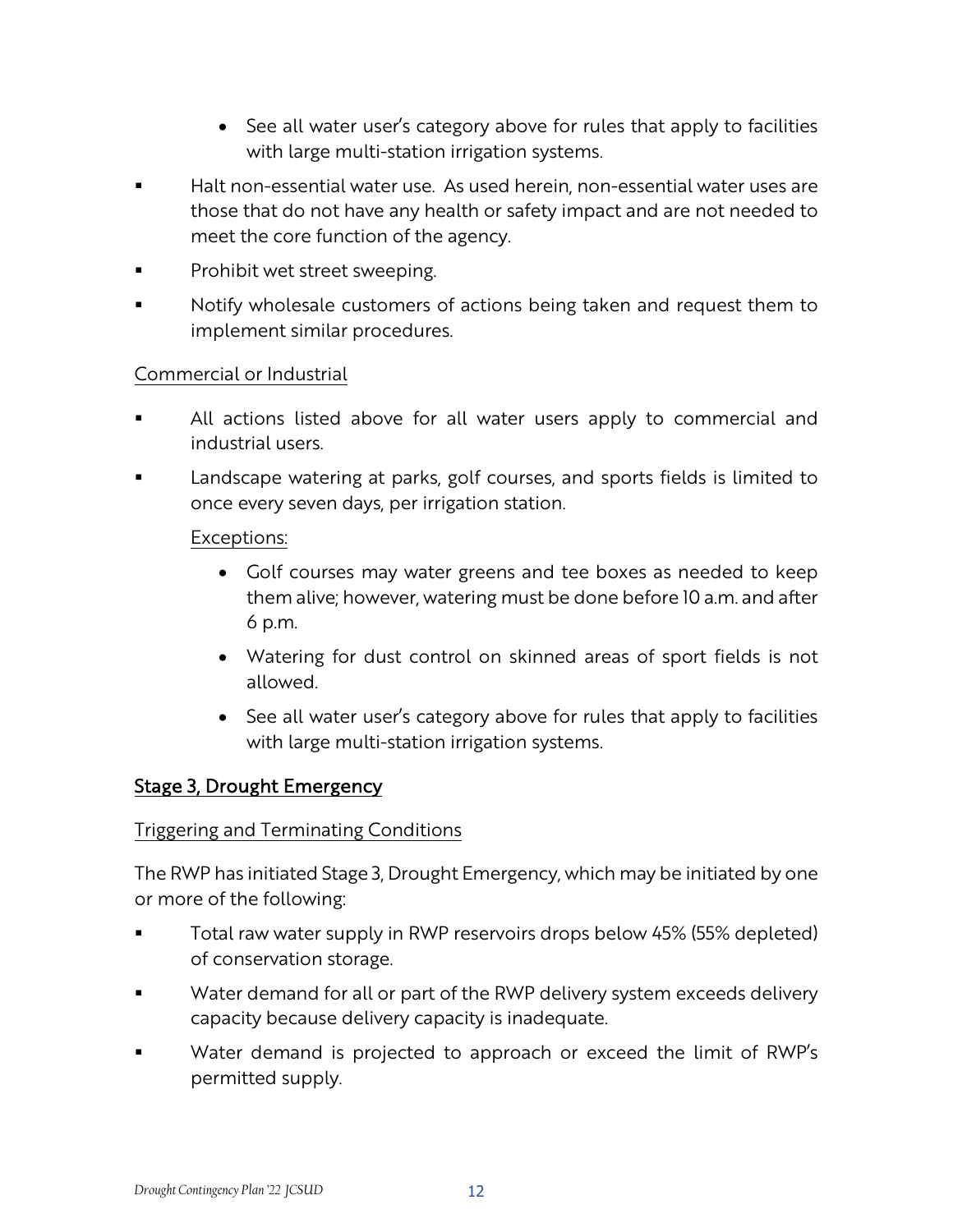- See all water user's category above for rules that apply to facilities with large multi-station irrigation systems.

- Halt non-essential water use. As used herein, non-essential water uses are those that do not have any health or safety impact and are not needed to meet the core function of the agency.
- Prohibit wet street sweeping.
- Notify wholesale customers of actions being taken and request them to implement similar procedures.

Commercial or Industrial

- All actions listed above for all water users apply to commercial and industrial users.
- Landscape watering at parks, golf courses, and sports fields is limited to once every seven days, per irrigation station.

  Exceptions:

  - Golf courses may water greens and tee boxes as needed to keep them alive; however, watering must be done before 10 a.m. and after 6 p.m.
  - Watering for dust control on skinned areas of sport fields is not allowed.
  - See all water user's category above for rules that apply to facilities with large multi-station irrigation systems.

## Stage 3, Drought Emergency

Triggering and Terminating Conditions

The RWP has initiated Stage 3, Drought Emergency, which may be initiated by one or more of the following:

- Total raw water supply in RWP reservoirs drops below 45% (55% depleted) of conservation storage.
- Water demand for all or part of the RWP delivery system exceeds delivery capacity because delivery capacity is inadequate.
- Water demand is projected to approach or exceed the limit of RWP's permitted supply.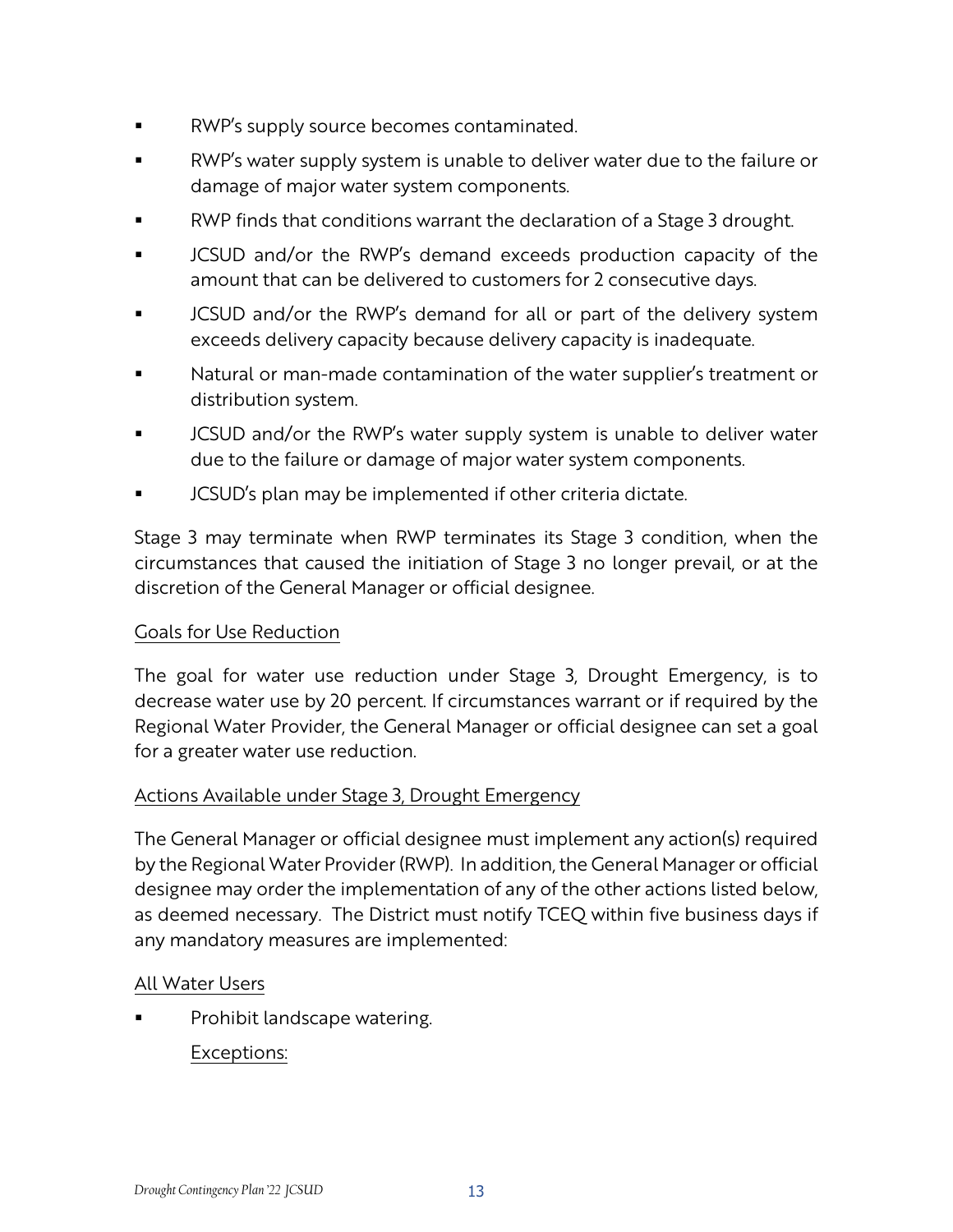- RWP's supply source becomes contaminated.
- RWP's water supply system is unable to deliver water due to the failure or damage of major water system components.
- RWP finds that conditions warrant the declaration of a Stage 3 drought.
- JCSUD and/or the RWP's demand exceeds production capacity of the amount that can be delivered to customers for 2 consecutive days.
- JCSUD and/or the RWP's demand for all or part of the delivery system exceeds delivery capacity because delivery capacity is inadequate.
- Natural or man-made contamination of the water supplier's treatment or distribution system.
- JCSUD and/or the RWP's water supply system is unable to deliver water due to the failure or damage of major water system components.
- JCSUD's plan may be implemented if other criteria dictate.

Stage 3 may terminate when RWP terminates its Stage 3 condition, when the circumstances that caused the initiation of Stage 3 no longer prevail, or at the discretion of the General Manager or official designee.

<u>Goals for Use Reduction</u>

The goal for water use reduction under Stage 3, Drought Emergency, is to decrease water use by 20 percent. If circumstances warrant or if required by the Regional Water Provider, the General Manager or official designee can set a goal for a greater water use reduction.

<u>Actions Available under Stage 3, Drought Emergency</u>

The General Manager or official designee must implement any action(s) required by the Regional Water Provider (RWP). In addition, the General Manager or official designee may order the implementation of any of the other actions listed below, as deemed necessary. The District must notify TCEQ within five business days if any mandatory measures are implemented:

<u>All Water Users</u>

- Prohibit landscape watering.

  <u>Exceptions:</u>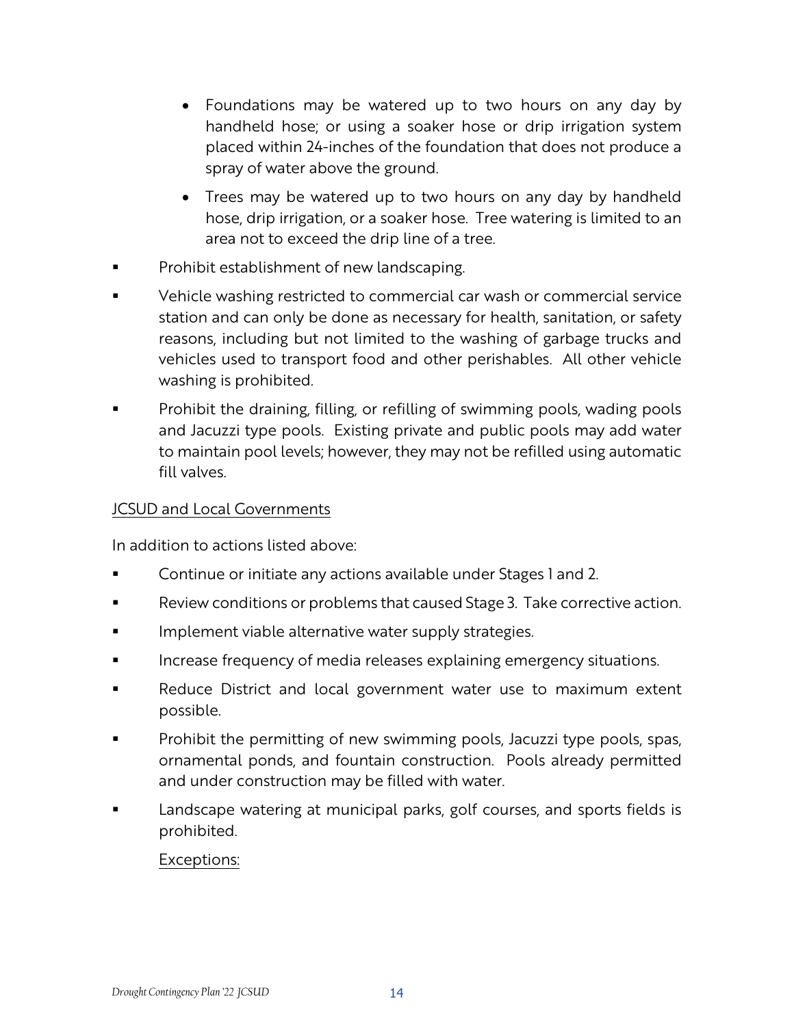- Foundations may be watered up to two hours on any day by handheld hose; or using a soaker hose or drip irrigation system placed within 24-inches of the foundation that does not produce a spray of water above the ground.
- Trees may be watered up to two hours on any day by handheld hose, drip irrigation, or a soaker hose. Tree watering is limited to an area not to exceed the drip line of a tree.

- Prohibit establishment of new landscaping.
- Vehicle washing restricted to commercial car wash or commercial service station and can only be done as necessary for health, sanitation, or safety reasons, including but not limited to the washing of garbage trucks and vehicles used to transport food and other perishables. All other vehicle washing is prohibited.
- Prohibit the draining, filling, or refilling of swimming pools, wading pools and Jacuzzi type pools. Existing private and public pools may add water to maintain pool levels; however, they may not be refilled using automatic fill valves.

<u>JCSUD and Local Governments</u>

In addition to actions listed above:

- Continue or initiate any actions available under Stages 1 and 2.
- Review conditions or problems that caused Stage 3. Take corrective action.
- Implement viable alternative water supply strategies.
- Increase frequency of media releases explaining emergency situations.
- Reduce District and local government water use to maximum extent possible.
- Prohibit the permitting of new swimming pools, Jacuzzi type pools, spas, ornamental ponds, and fountain construction. Pools already permitted and under construction may be filled with water.
- Landscape watering at municipal parks, golf courses, and sports fields is prohibited.

  <u>Exceptions:</u>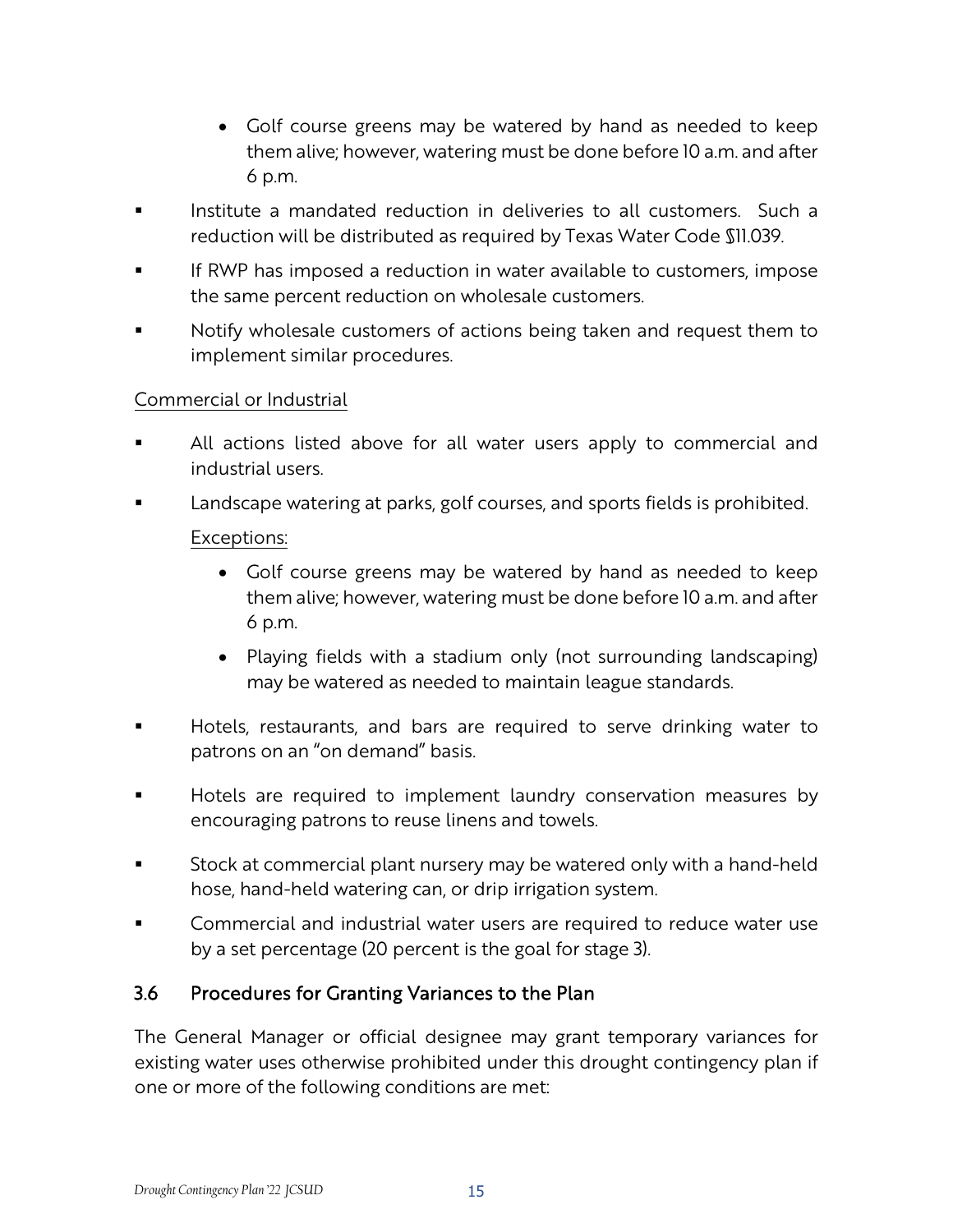- Golf course greens may be watered by hand as needed to keep them alive; however, watering must be done before 10 a.m. and after 6 p.m.

- Institute a mandated reduction in deliveries to all customers. Such a reduction will be distributed as required by Texas Water Code §11.039.
- If RWP has imposed a reduction in water available to customers, impose the same percent reduction on wholesale customers.
- Notify wholesale customers of actions being taken and request them to implement similar procedures.

<u>Commercial or Industrial</u>

- All actions listed above for all water users apply to commercial and industrial users.
- Landscape watering at parks, golf courses, and sports fields is prohibited.

  <u>Exceptions:</u>

  - Golf course greens may be watered by hand as needed to keep them alive; however, watering must be done before 10 a.m. and after 6 p.m.
  - Playing fields with a stadium only (not surrounding landscaping) may be watered as needed to maintain league standards.

- Hotels, restaurants, and bars are required to serve drinking water to patrons on an "on demand" basis.
- Hotels are required to implement laundry conservation measures by encouraging patrons to reuse linens and towels.
- Stock at commercial plant nursery may be watered only with a hand-held hose, hand-held watering can, or drip irrigation system.
- Commercial and industrial water users are required to reduce water use by a set percentage (20 percent is the goal for stage 3).

### 3.6 Procedures for Granting Variances to the Plan

The General Manager or official designee may grant temporary variances for existing water uses otherwise prohibited under this drought contingency plan if one or more of the following conditions are met: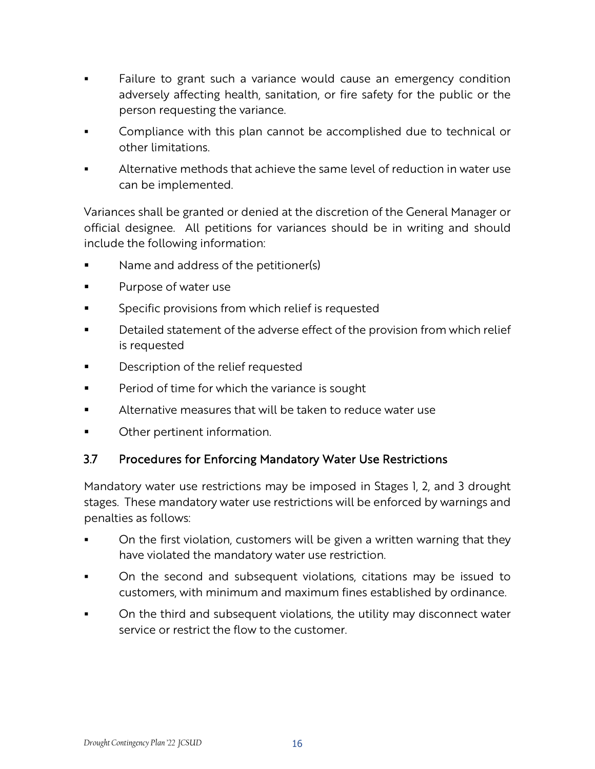- Failure to grant such a variance would cause an emergency condition adversely affecting health, sanitation, or fire safety for the public or the person requesting the variance.
- Compliance with this plan cannot be accomplished due to technical or other limitations.
- Alternative methods that achieve the same level of reduction in water use can be implemented.

Variances shall be granted or denied at the discretion of the General Manager or official designee. All petitions for variances should be in writing and should include the following information:

- Name and address of the petitioner(s)
- Purpose of water use
- Specific provisions from which relief is requested
- Detailed statement of the adverse effect of the provision from which relief is requested
- Description of the relief requested
- Period of time for which the variance is sought
- Alternative measures that will be taken to reduce water use
- Other pertinent information.

### 3.7 Procedures for Enforcing Mandatory Water Use Restrictions

Mandatory water use restrictions may be imposed in Stages 1, 2, and 3 drought stages. These mandatory water use restrictions will be enforced by warnings and penalties as follows:

- On the first violation, customers will be given a written warning that they have violated the mandatory water use restriction.
- On the second and subsequent violations, citations may be issued to customers, with minimum and maximum fines established by ordinance.
- On the third and subsequent violations, the utility may disconnect water service or restrict the flow to the customer.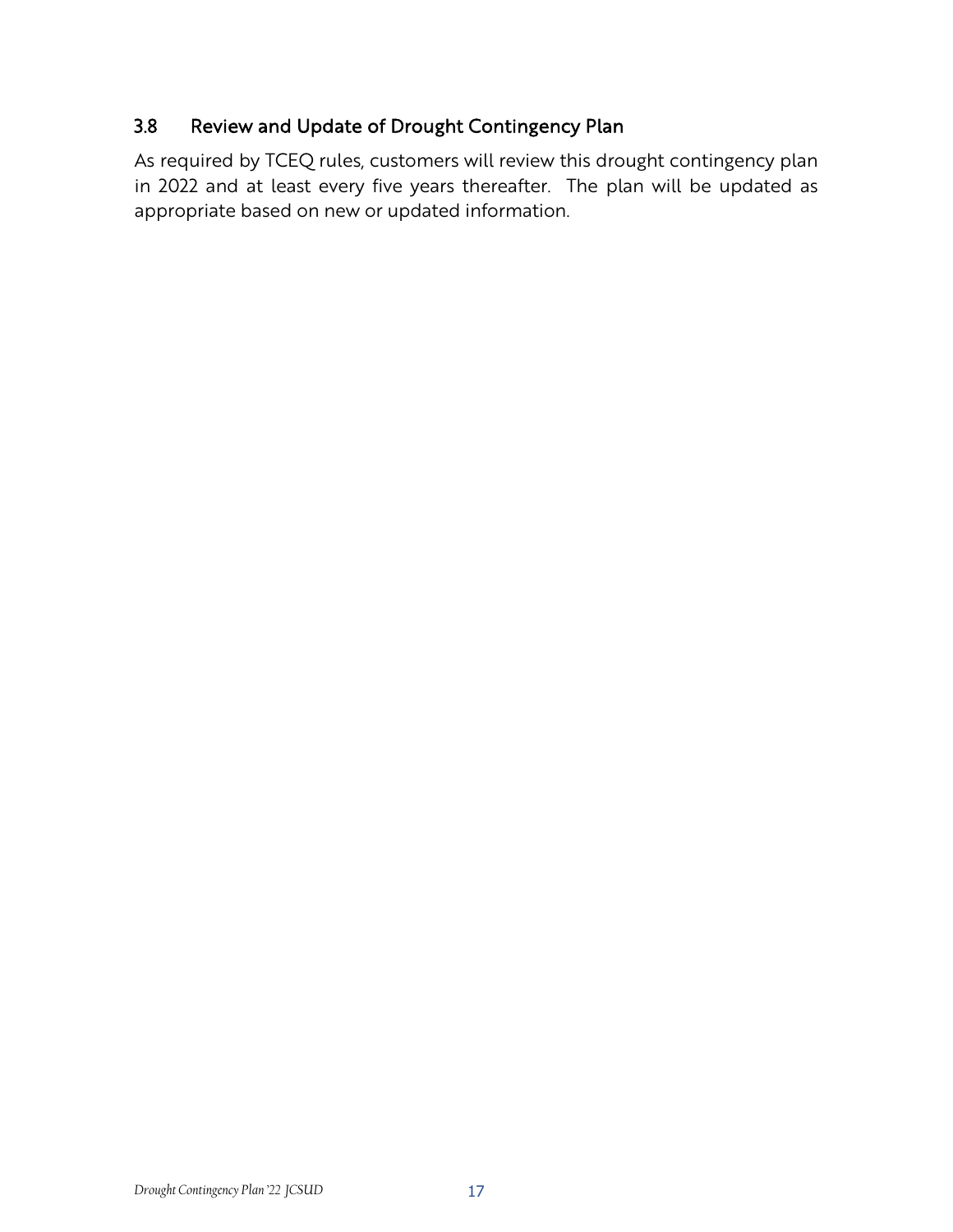### 3.8 Review and Update of Drought Contingency Plan

As required by TCEQ rules, customers will review this drought contingency plan in 2022 and at least every five years thereafter. The plan will be updated as appropriate based on new or updated information.